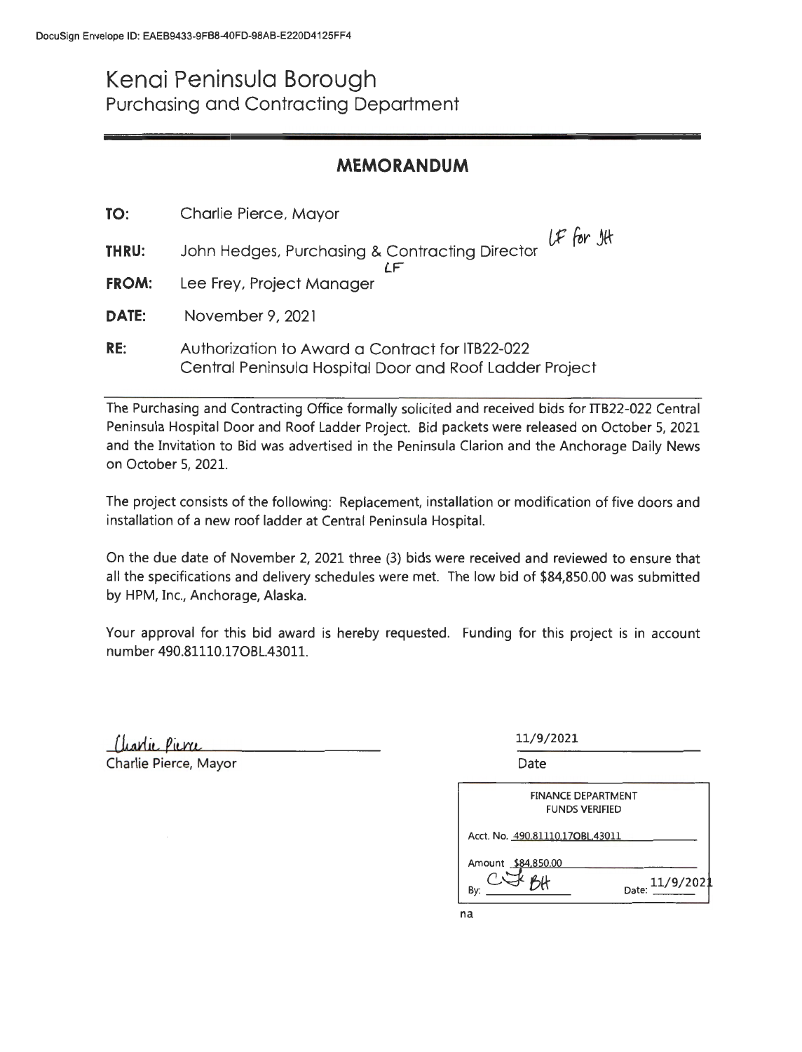DocuSign Envelope ID: EAEB9433-9FB8-40FD-98AB-E220D4125FF4

# Kenai Peninsula Borough

## Purchasing and Contracting Department

## MEMORANDUM

**TO:** Charlie Pierce, Mayor

**THRU:** John Hedges, Purchasing & Contracting Director LF for JH

**FROM:** Lee Frey, Project Manager LF

**DATE:** November 9, 2021

**RE:** Authorization to Award a Contract for ITB22-022 Central Peninsula Hospital Door and Roof Ladder Project

---

The Purchasing and Contracting Office formally solicited and received bids for ITB22-022 Central Peninsula Hospital Door and Roof Ladder Project. Bid packets were released on October 5, 2021 and the Invitation to Bid was advertised in the Peninsula Clarion and the Anchorage Daily News on October 5, 2021.

The project consists of the following: Replacement, installation or modification of five doors and installation of a new roof ladder at Central Peninsula Hospital.

On the due date of November 2, 2021 three (3) bids were received and reviewed to ensure that all the specifications and delivery schedules were met. The low bid of $84,850.00 was submitted by HPM, Inc., Anchorage, Alaska.

Your approval for this bid award is hereby requested. Funding for this project is in account number 490.81110.17OBL.43011.

Charlie Pierce
Charlie Pierce, Mayor

11/9/2021
Date

FINANCE DEPARTMENT
FUNDS VERIFIED

Acct. No. 490.81110.17OBL.43011

Amount $84,850.00

By: CJ BH Date: 11/9/2021

na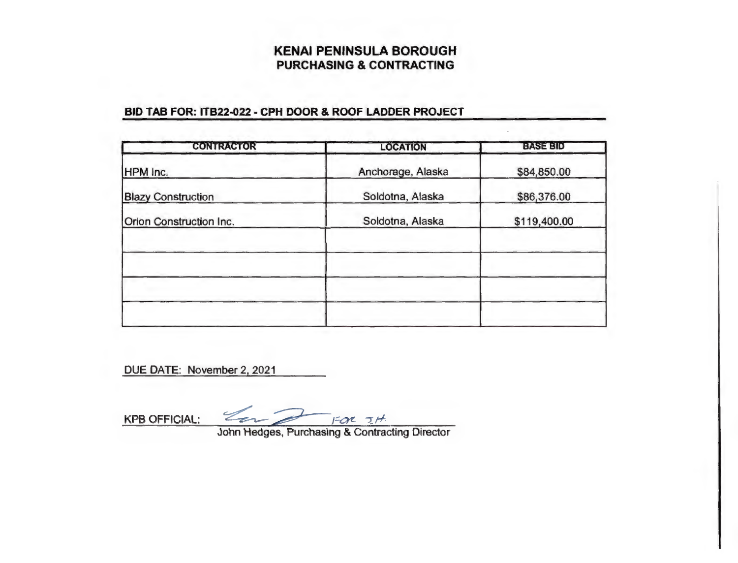# KENAI PENINSULA BOROUGH
## PURCHASING & CONTRACTING

**BID TAB FOR: ITB22-022 - CPH DOOR & ROOF LADDER PROJECT**

| CONTRACTOR | LOCATION | BASE BID |
|---|---|---|
| HPM Inc. | Anchorage, Alaska | $84,850.00 |
| Blazy Construction | Soldotna, Alaska | $86,376.00 |
| Orion Construction Inc. | Soldotna, Alaska | $119,400.00 |
| | | |
| | | |
| | | |
| | | |

DUE DATE: November 2, 2021

KPB OFFICIAL: FOR J.H.
John Hedges, Purchasing & Contracting Director